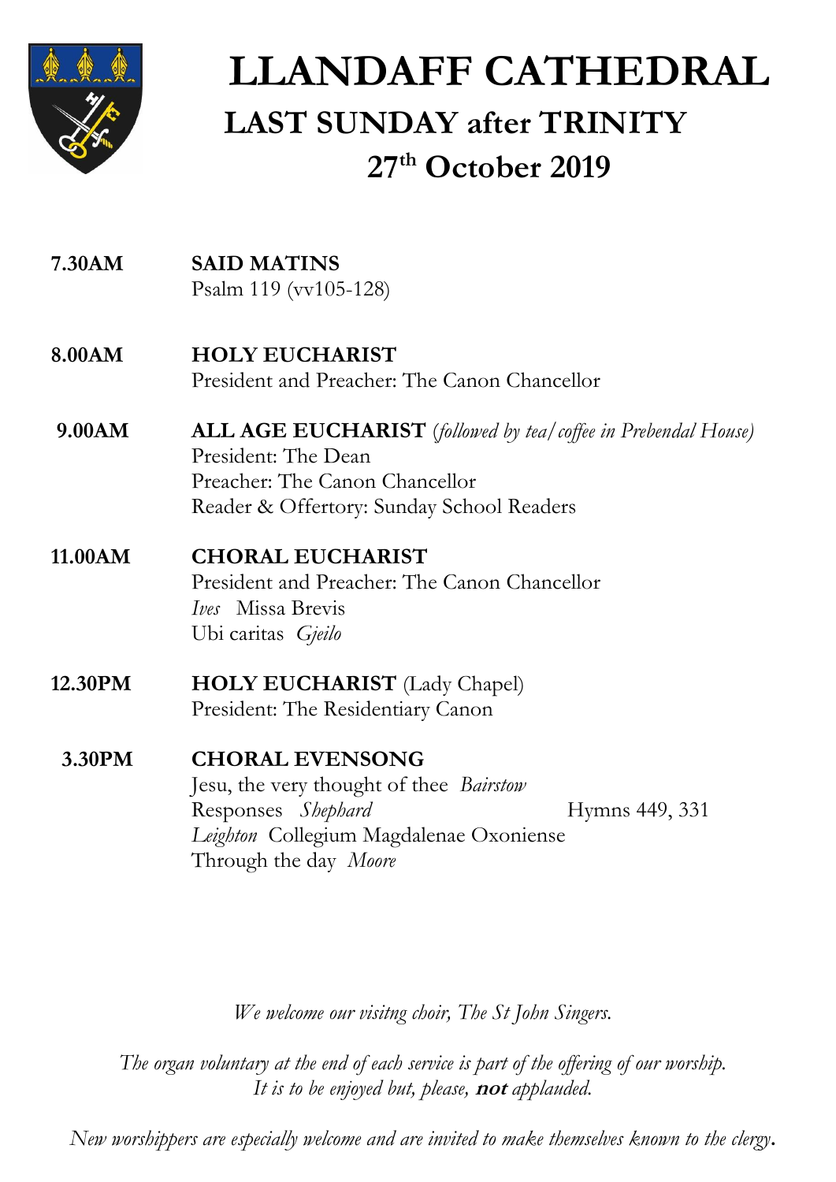# LLANDAFF CATHEDRAL

## LAST SUNDAY after TRINITY

## 27th October 2019

**7.30AM** **SAID MATINS**
Psalm 119 (vv105-128)

**8.00AM** **HOLY EUCHARIST**
President and Preacher: The Canon Chancellor

**9.00AM** **ALL AGE EUCHARIST** *(followed by tea/coffee in Prebendal House)*
President: The Dean
Preacher: The Canon Chancellor
Reader & Offertory: Sunday School Readers

**11.00AM** **CHORAL EUCHARIST**
President and Preacher: The Canon Chancellor
*Ives* Missa Brevis
Ubi caritas *Gjeilo*

**12.30PM** **HOLY EUCHARIST** (Lady Chapel)
President: The Residentiary Canon

**3.30PM** **CHORAL EVENSONG**
Jesu, the very thought of thee *Bairstow*
Responses *Shephard* Hymns 449, 331
*Leighton* Collegium Magdalenae Oxoniense
Through the day *Moore*

*We welcome our visitng choir, The St John Singers.*

*The organ voluntary at the end of each service is part of the offering of our worship. It is to be enjoyed but, please,* ***not*** *applauded.*

*New worshippers are especially welcome and are invited to make themselves known to the clergy.*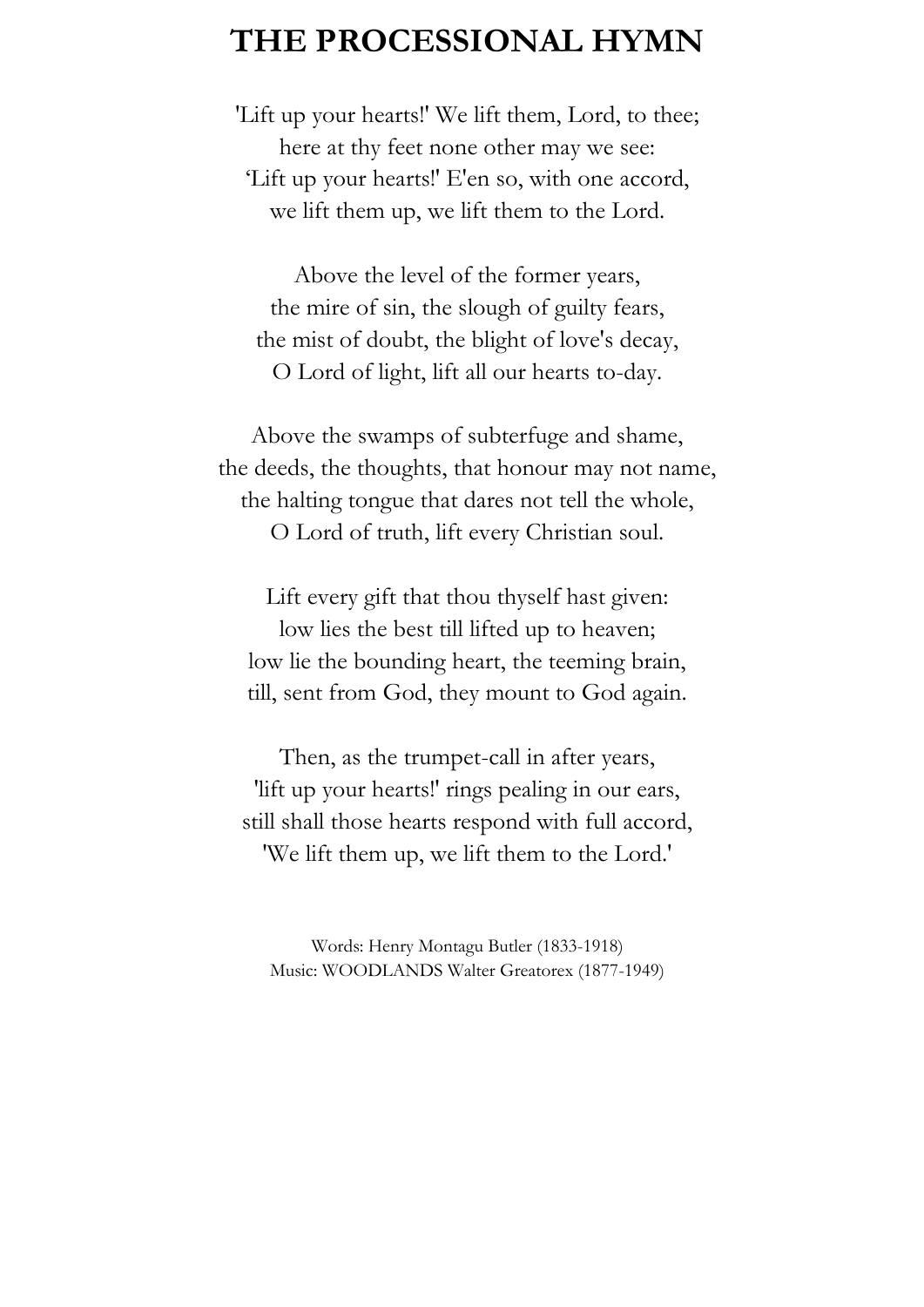# THE PROCESSIONAL HYMN

'Lift up your hearts!' We lift them, Lord, to thee;  
here at thy feet none other may we see:  
'Lift up your hearts!' E'en so, with one accord,  
we lift them up, we lift them to the Lord.

Above the level of the former years,  
the mire of sin, the slough of guilty fears,  
the mist of doubt, the blight of love's decay,  
O Lord of light, lift all our hearts to-day.

Above the swamps of subterfuge and shame,  
the deeds, the thoughts, that honour may not name,  
the halting tongue that dares not tell the whole,  
O Lord of truth, lift every Christian soul.

Lift every gift that thou thyself hast given:  
low lies the best till lifted up to heaven;  
low lie the bounding heart, the teeming brain,  
till, sent from God, they mount to God again.

Then, as the trumpet-call in after years,  
'lift up your hearts!' rings pealing in our ears,  
still shall those hearts respond with full accord,  
'We lift them up, we lift them to the Lord.'

Words: Henry Montagu Butler (1833-1918)  
Music: WOODLANDS Walter Greatorex (1877-1949)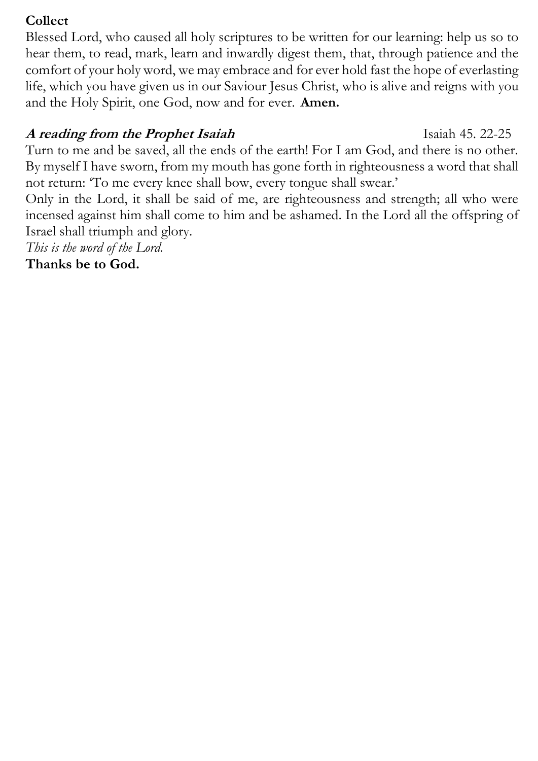**Collect**

Blessed Lord, who caused all holy scriptures to be written for our learning: help us so to hear them, to read, mark, learn and inwardly digest them, that, through patience and the comfort of your holy word, we may embrace and for ever hold fast the hope of everlasting life, which you have given us in our Saviour Jesus Christ, who is alive and reigns with you and the Holy Spirit, one God, now and for ever. **Amen.**

***A reading from the Prophet Isaiah*** Isaiah 45. 22-25

Turn to me and be saved, all the ends of the earth! For I am God, and there is no other. By myself I have sworn, from my mouth has gone forth in righteousness a word that shall not return: 'To me every knee shall bow, every tongue shall swear.'

Only in the Lord, it shall be said of me, are righteousness and strength; all who were incensed against him shall come to him and be ashamed. In the Lord all the offspring of Israel shall triumph and glory.

*This is the word of the Lord.*

**Thanks be to God.**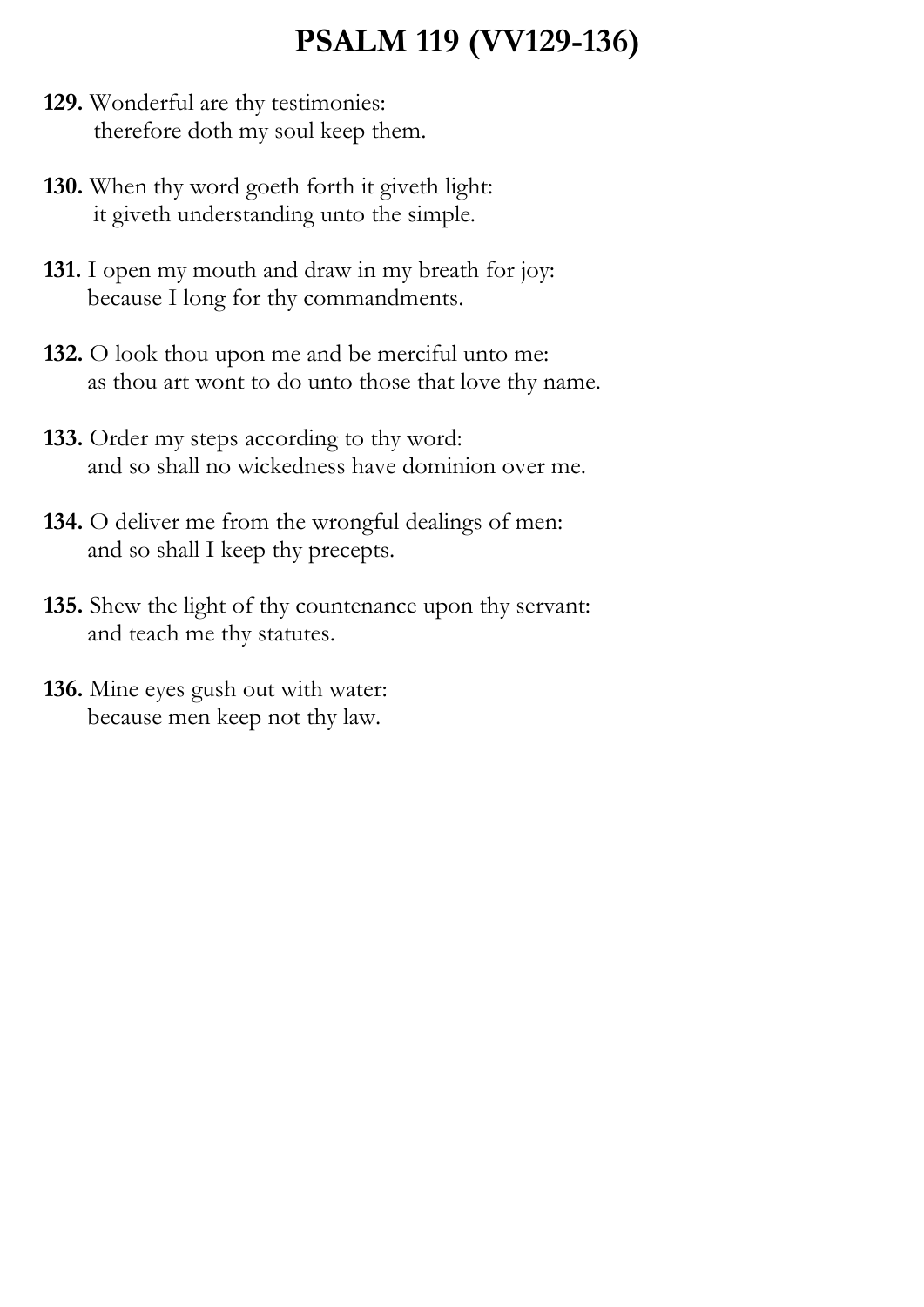# PSALM 119 (VV129-136)

**129.** Wonderful are thy testimonies:
therefore doth my soul keep them.

**130.** When thy word goeth forth it giveth light:
it giveth understanding unto the simple.

**131.** I open my mouth and draw in my breath for joy:
because I long for thy commandments.

**132.** O look thou upon me and be merciful unto me:
as thou art wont to do unto those that love thy name.

**133.** Order my steps according to thy word:
and so shall no wickedness have dominion over me.

**134.** O deliver me from the wrongful dealings of men:
and so shall I keep thy precepts.

**135.** Shew the light of thy countenance upon thy servant:
and teach me thy statutes.

**136.** Mine eyes gush out with water:
because men keep not thy law.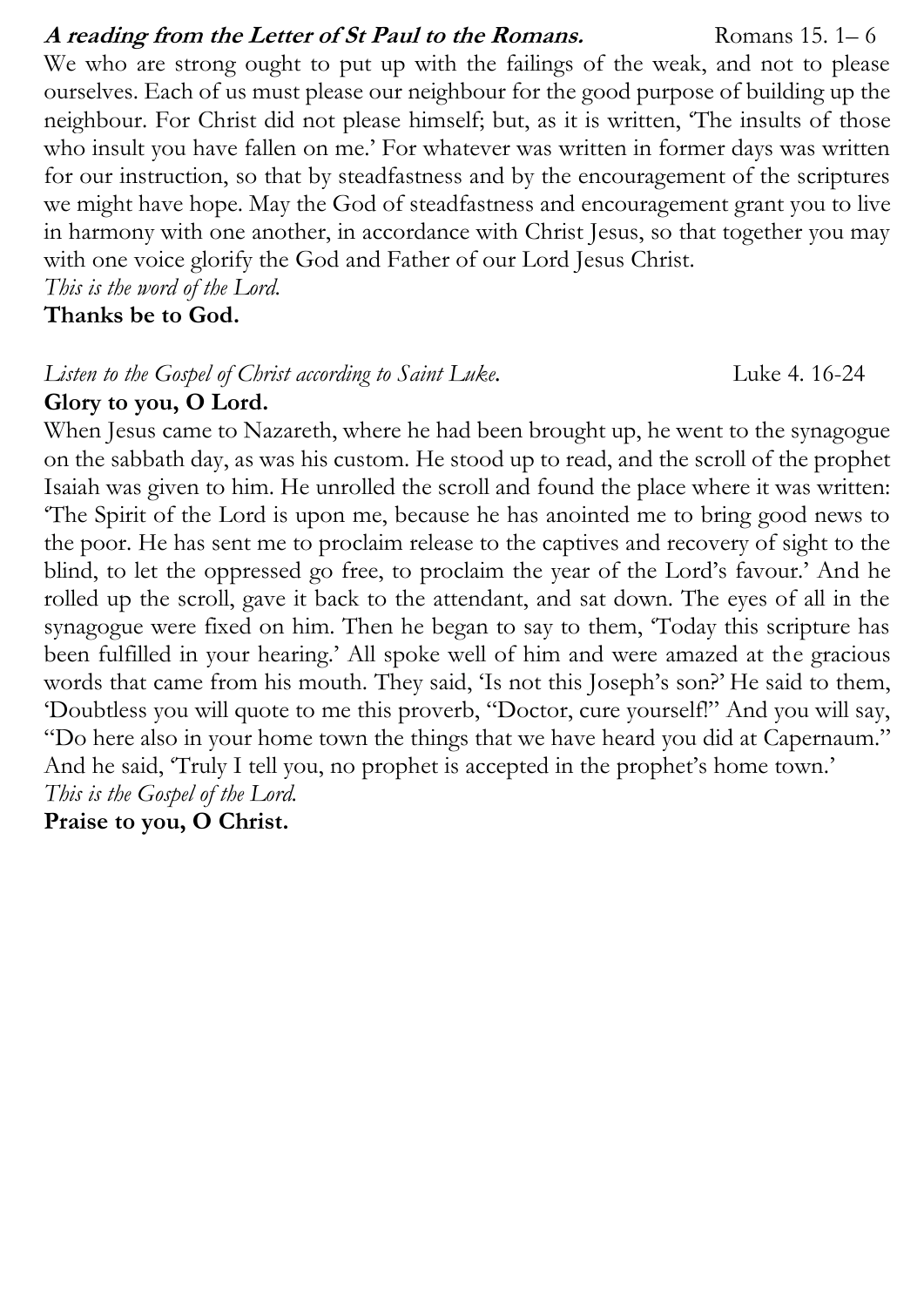***A reading from the Letter of St Paul to the Romans.*** Romans 15. 1– 6

We who are strong ought to put up with the failings of the weak, and not to please ourselves. Each of us must please our neighbour for the good purpose of building up the neighbour. For Christ did not please himself; but, as it is written, 'The insults of those who insult you have fallen on me.' For whatever was written in former days was written for our instruction, so that by steadfastness and by the encouragement of the scriptures we might have hope. May the God of steadfastness and encouragement grant you to live in harmony with one another, in accordance with Christ Jesus, so that together you may with one voice glorify the God and Father of our Lord Jesus Christ.

*This is the word of the Lord.*

**Thanks be to God.**

*Listen to the Gospel of Christ according to Saint Luke.* Luke 4. 16-24

**Glory to you, O Lord.**

When Jesus came to Nazareth, where he had been brought up, he went to the synagogue on the sabbath day, as was his custom. He stood up to read, and the scroll of the prophet Isaiah was given to him. He unrolled the scroll and found the place where it was written: 'The Spirit of the Lord is upon me, because he has anointed me to bring good news to the poor. He has sent me to proclaim release to the captives and recovery of sight to the blind, to let the oppressed go free, to proclaim the year of the Lord's favour.' And he rolled up the scroll, gave it back to the attendant, and sat down. The eyes of all in the synagogue were fixed on him. Then he began to say to them, 'Today this scripture has been fulfilled in your hearing.' All spoke well of him and were amazed at the gracious words that came from his mouth. They said, 'Is not this Joseph's son?' He said to them, 'Doubtless you will quote to me this proverb, "Doctor, cure yourself!" And you will say, "Do here also in your home town the things that we have heard you did at Capernaum." And he said, 'Truly I tell you, no prophet is accepted in the prophet's home town.'

*This is the Gospel of the Lord.*

**Praise to you, O Christ.**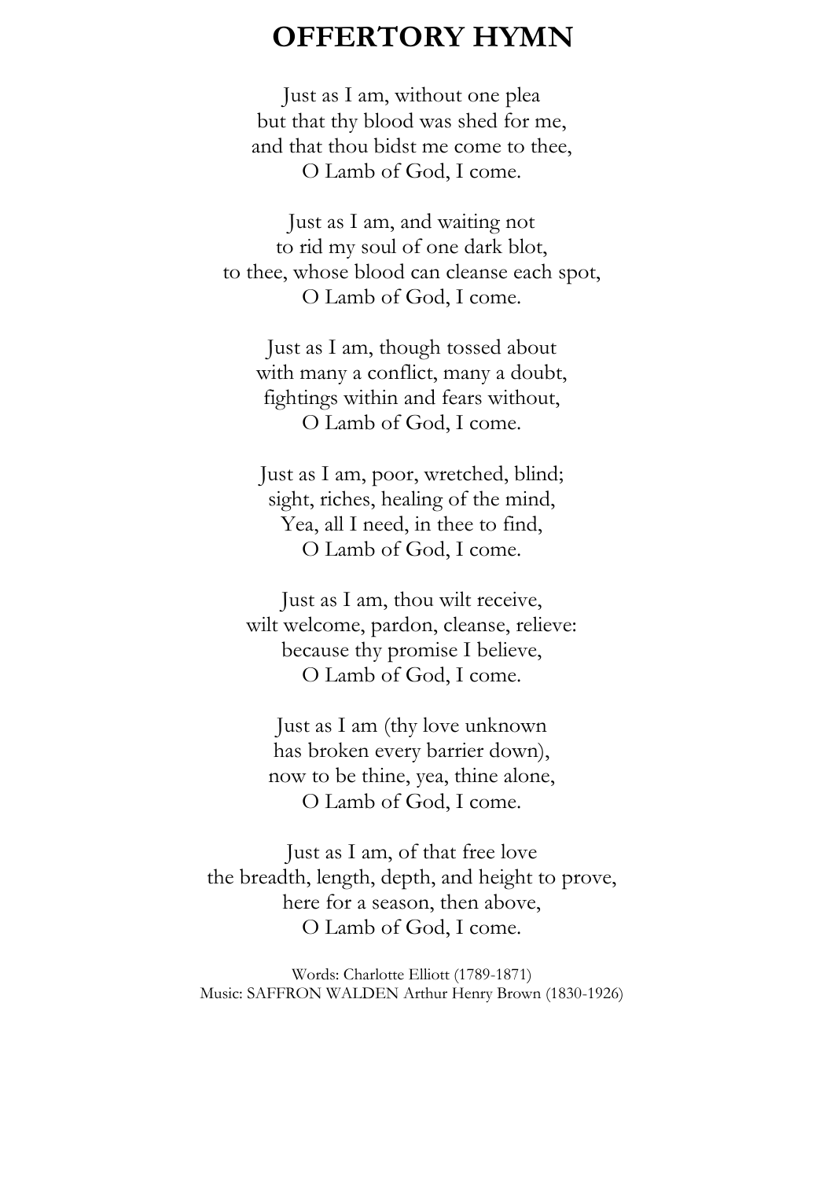# OFFERTORY HYMN

Just as I am, without one plea  
but that thy blood was shed for me,  
and that thou bidst me come to thee,  
O Lamb of God, I come.

Just as I am, and waiting not  
to rid my soul of one dark blot,  
to thee, whose blood can cleanse each spot,  
O Lamb of God, I come.

Just as I am, though tossed about  
with many a conflict, many a doubt,  
fightings within and fears without,  
O Lamb of God, I come.

Just as I am, poor, wretched, blind;  
sight, riches, healing of the mind,  
Yea, all I need, in thee to find,  
O Lamb of God, I come.

Just as I am, thou wilt receive,  
wilt welcome, pardon, cleanse, relieve:  
because thy promise I believe,  
O Lamb of God, I come.

Just as I am (thy love unknown  
has broken every barrier down),  
now to be thine, yea, thine alone,  
O Lamb of God, I come.

Just as I am, of that free love  
the breadth, length, depth, and height to prove,  
here for a season, then above,  
O Lamb of God, I come.

Words: Charlotte Elliott (1789-1871)  
Music: SAFFRON WALDEN Arthur Henry Brown (1830-1926)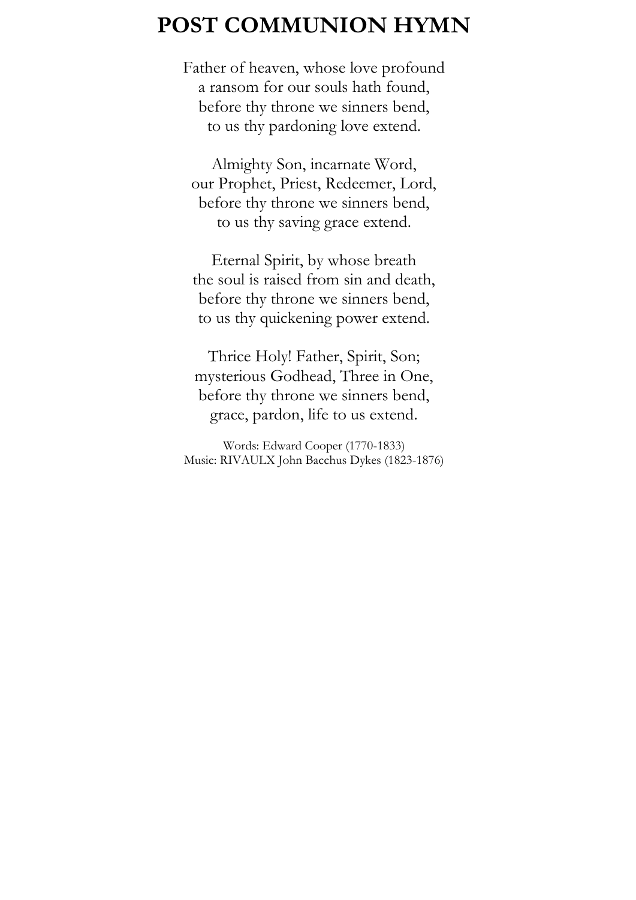# POST COMMUNION HYMN

Father of heaven, whose love profound
a ransom for our souls hath found,
before thy throne we sinners bend,
to us thy pardoning love extend.

Almighty Son, incarnate Word,
our Prophet, Priest, Redeemer, Lord,
before thy throne we sinners bend,
to us thy saving grace extend.

Eternal Spirit, by whose breath
the soul is raised from sin and death,
before thy throne we sinners bend,
to us thy quickening power extend.

Thrice Holy! Father, Spirit, Son;
mysterious Godhead, Three in One,
before thy throne we sinners bend,
grace, pardon, life to us extend.

Words: Edward Cooper (1770-1833)
Music: RIVAULX John Bacchus Dykes (1823-1876)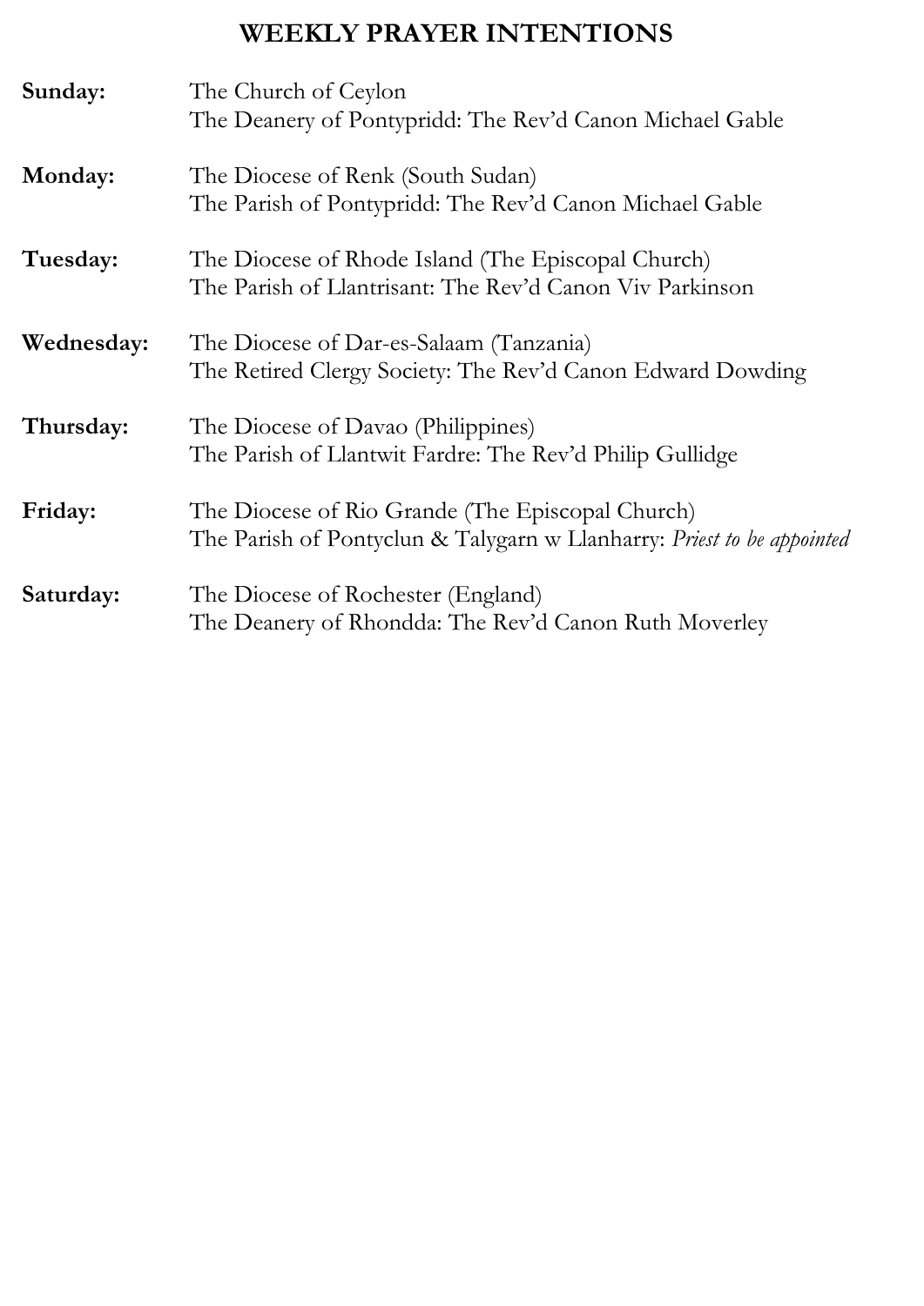# WEEKLY PRAYER INTENTIONS

**Sunday:** The Church of Ceylon
The Deanery of Pontypridd: The Rev'd Canon Michael Gable

**Monday:** The Diocese of Renk (South Sudan)
The Parish of Pontypridd: The Rev'd Canon Michael Gable

**Tuesday:** The Diocese of Rhode Island (The Episcopal Church)
The Parish of Llantrisant: The Rev'd Canon Viv Parkinson

**Wednesday:** The Diocese of Dar-es-Salaam (Tanzania)
The Retired Clergy Society: The Rev'd Canon Edward Dowding

**Thursday:** The Diocese of Davao (Philippines)
The Parish of Llantwit Fardre: The Rev'd Philip Gullidge

**Friday:** The Diocese of Rio Grande (The Episcopal Church)
The Parish of Pontyclun & Talygarn w Llanharry: *Priest to be appointed*

**Saturday:** The Diocese of Rochester (England)
The Deanery of Rhondda: The Rev'd Canon Ruth Moverley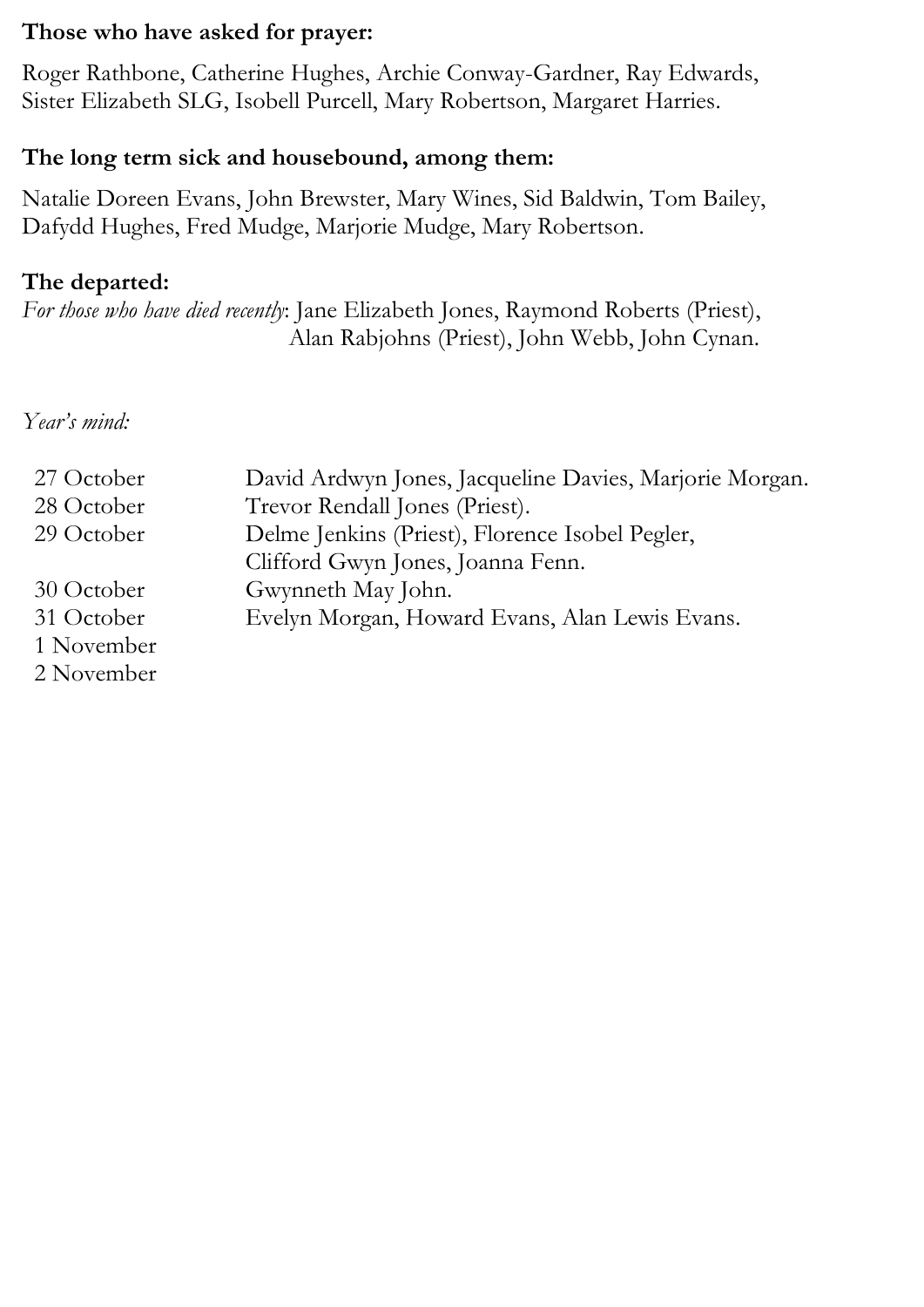**Those who have asked for prayer:**

Roger Rathbone, Catherine Hughes, Archie Conway-Gardner, Ray Edwards, Sister Elizabeth SLG, Isobell Purcell, Mary Robertson, Margaret Harries.

**The long term sick and housebound, among them:**

Natalie Doreen Evans, John Brewster, Mary Wines, Sid Baldwin, Tom Bailey, Dafydd Hughes, Fred Mudge, Marjorie Mudge, Mary Robertson.

**The departed:**

*For those who have died recently*: Jane Elizabeth Jones, Raymond Roberts (Priest), Alan Rabjohns (Priest), John Webb, John Cynan.

*Year's mind:*

| | |
|---|---|
| 27 October | David Ardwyn Jones, Jacqueline Davies, Marjorie Morgan. |
| 28 October | Trevor Rendall Jones (Priest). |
| 29 October | Delme Jenkins (Priest), Florence Isobel Pegler, Clifford Gwyn Jones, Joanna Fenn. |
| 30 October | Gwynneth May John. |
| 31 October | Evelyn Morgan, Howard Evans, Alan Lewis Evans. |
| 1 November | |
| 2 November | |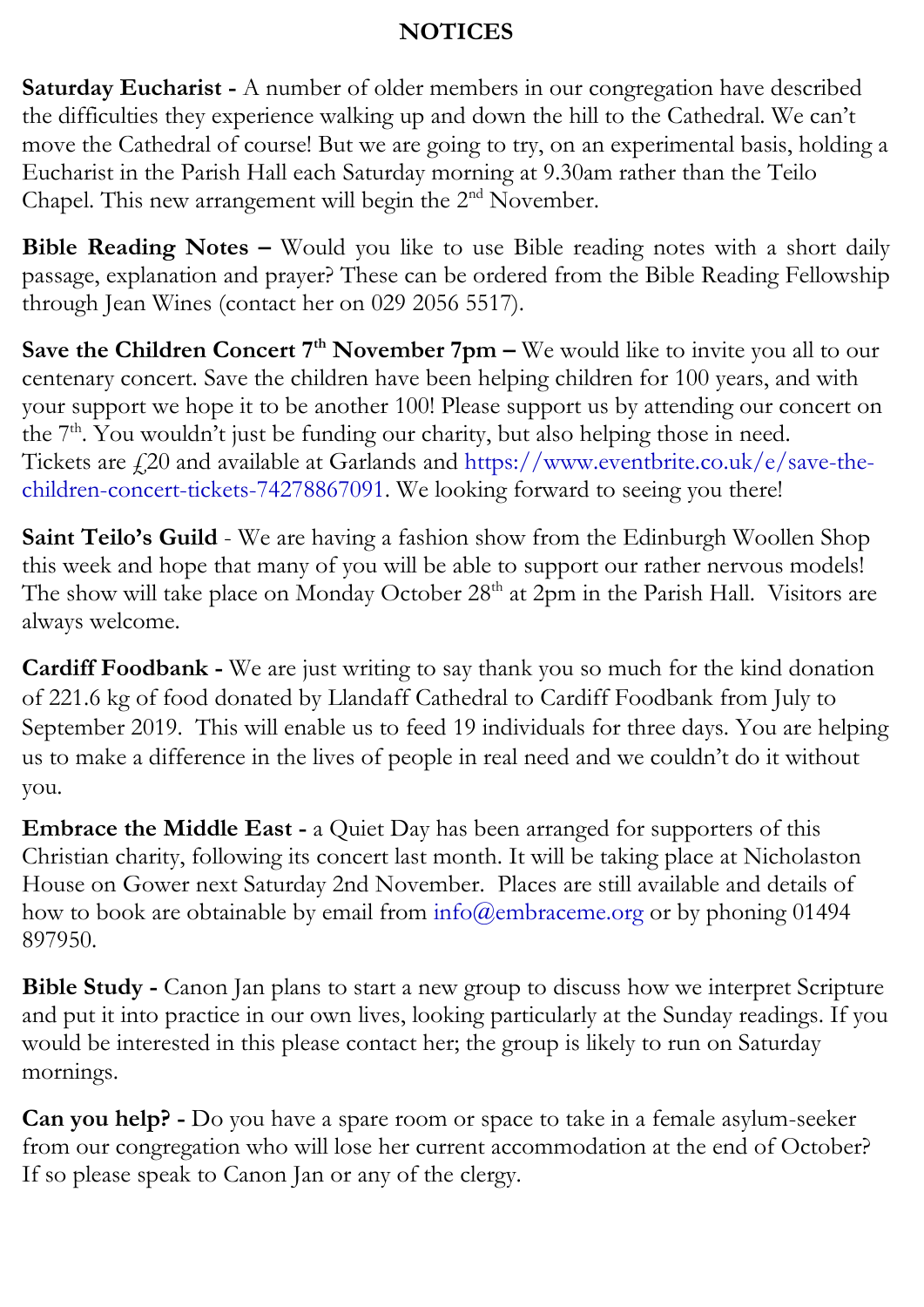# NOTICES

**Saturday Eucharist -** A number of older members in our congregation have described the difficulties they experience walking up and down the hill to the Cathedral. We can't move the Cathedral of course! But we are going to try, on an experimental basis, holding a Eucharist in the Parish Hall each Saturday morning at 9.30am rather than the Teilo Chapel. This new arrangement will begin the 2nd November.

**Bible Reading Notes –** Would you like to use Bible reading notes with a short daily passage, explanation and prayer? These can be ordered from the Bible Reading Fellowship through Jean Wines (contact her on 029 2056 5517).

**Save the Children Concert 7th November 7pm –** We would like to invite you all to our centenary concert. Save the children have been helping children for 100 years, and with your support we hope it to be another 100! Please support us by attending our concert on the 7th. You wouldn't just be funding our charity, but also helping those in need. Tickets are £20 and available at Garlands and https://www.eventbrite.co.uk/e/save-the-children-concert-tickets-74278867091. We looking forward to seeing you there!

**Saint Teilo's Guild** - We are having a fashion show from the Edinburgh Woollen Shop this week and hope that many of you will be able to support our rather nervous models! The show will take place on Monday October 28th at 2pm in the Parish Hall. Visitors are always welcome.

**Cardiff Foodbank -** We are just writing to say thank you so much for the kind donation of 221.6 kg of food donated by Llandaff Cathedral to Cardiff Foodbank from July to September 2019. This will enable us to feed 19 individuals for three days. You are helping us to make a difference in the lives of people in real need and we couldn't do it without you.

**Embrace the Middle East -** a Quiet Day has been arranged for supporters of this Christian charity, following its concert last month. It will be taking place at Nicholaston House on Gower next Saturday 2nd November. Places are still available and details of how to book are obtainable by email from info@embraceme.org or by phoning 01494 897950.

**Bible Study -** Canon Jan plans to start a new group to discuss how we interpret Scripture and put it into practice in our own lives, looking particularly at the Sunday readings. If you would be interested in this please contact her; the group is likely to run on Saturday mornings.

**Can you help? -** Do you have a spare room or space to take in a female asylum-seeker from our congregation who will lose her current accommodation at the end of October? If so please speak to Canon Jan or any of the clergy.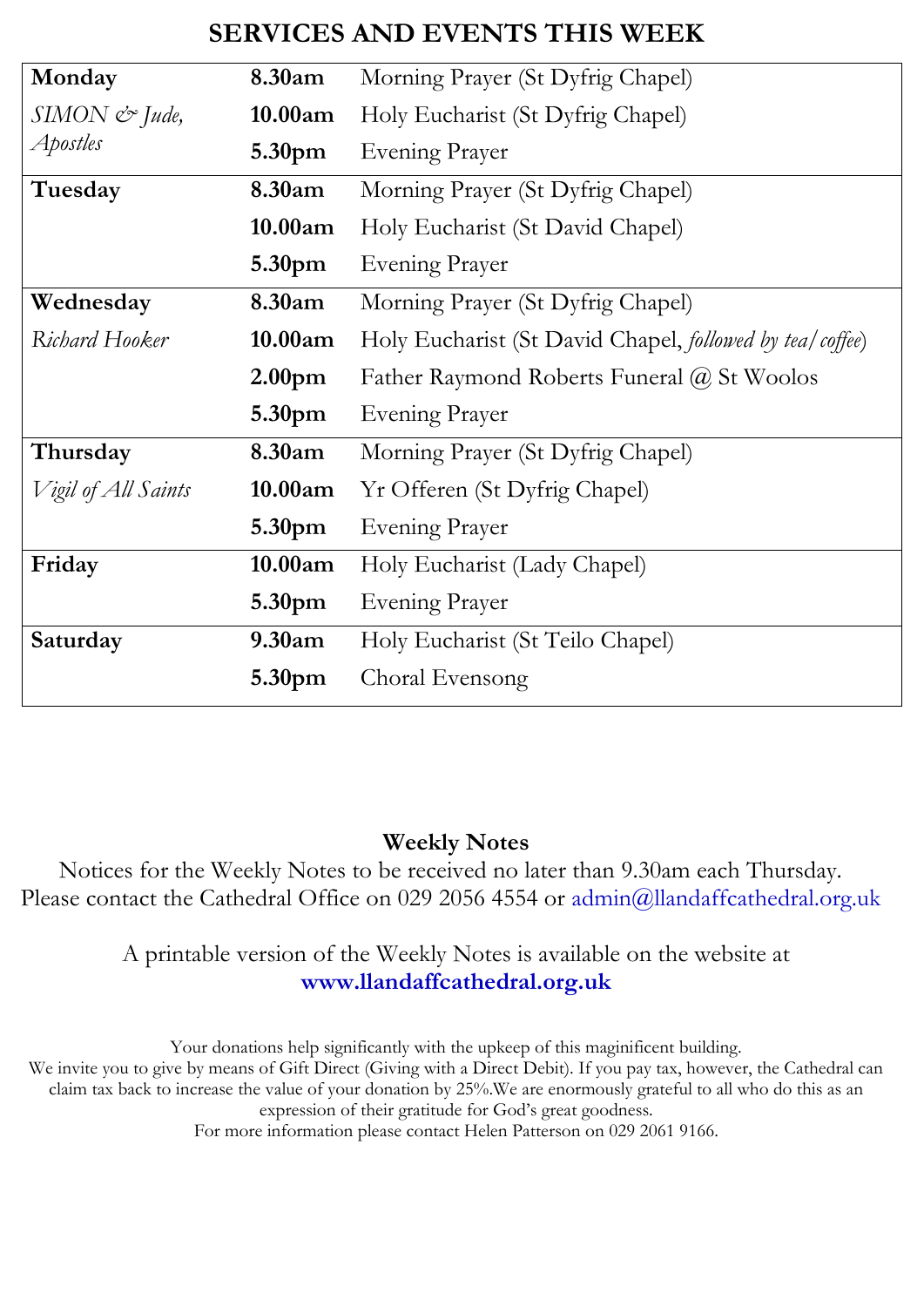## SERVICES AND EVENTS THIS WEEK

| | | |
|---|---|---|
| **Monday** | **8.30am** | Morning Prayer (St Dyfrig Chapel) |
| *SIMON & Jude, Apostles* | **10.00am** | Holy Eucharist (St Dyfrig Chapel) |
| | **5.30pm** | Evening Prayer |
| **Tuesday** | **8.30am** | Morning Prayer (St Dyfrig Chapel) |
| | **10.00am** | Holy Eucharist (St David Chapel) |
| | **5.30pm** | Evening Prayer |
| **Wednesday** | **8.30am** | Morning Prayer (St Dyfrig Chapel) |
| *Richard Hooker* | **10.00am** | Holy Eucharist (St David Chapel, *followed by tea/coffee*) |
| | **2.00pm** | Father Raymond Roberts Funeral @ St Woolos |
| | **5.30pm** | Evening Prayer |
| **Thursday** | **8.30am** | Morning Prayer (St Dyfrig Chapel) |
| *Vigil of All Saints* | **10.00am** | Yr Offeren (St Dyfrig Chapel) |
| | **5.30pm** | Evening Prayer |
| **Friday** | **10.00am** | Holy Eucharist (Lady Chapel) |
| | **5.30pm** | Evening Prayer |
| **Saturday** | **9.30am** | Holy Eucharist (St Teilo Chapel) |
| | **5.30pm** | Choral Evensong |

**Weekly Notes**

Notices for the Weekly Notes to be received no later than 9.30am each Thursday.
Please contact the Cathedral Office on 029 2056 4554 or admin@llandaffcathedral.org.uk

A printable version of the Weekly Notes is available on the website at
**www.llandaffcathedral.org.uk**

Your donations help significantly with the upkeep of this maginificent building.
We invite you to give by means of Gift Direct (Giving with a Direct Debit). If you pay tax, however, the Cathedral can claim tax back to increase the value of your donation by 25%.We are enormously grateful to all who do this as an expression of their gratitude for God's great goodness.
For more information please contact Helen Patterson on 029 2061 9166.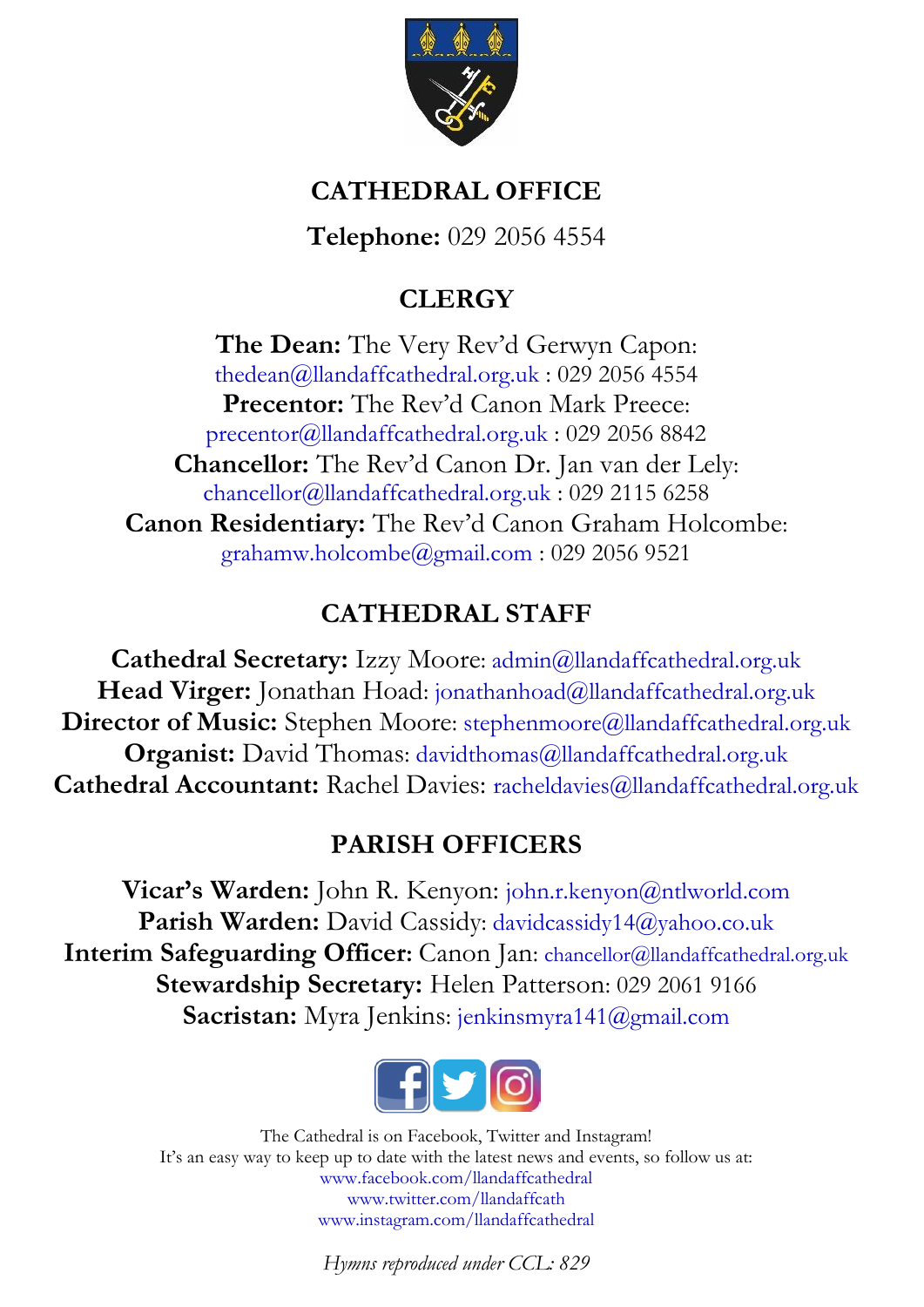## CATHEDRAL OFFICE

**Telephone:** 029 2056 4554

## CLERGY

**The Dean:** The Very Rev'd Gerwyn Capon:
thedean@llandaffcathedral.org.uk : 029 2056 4554
**Precentor:** The Rev'd Canon Mark Preece:
precentor@llandaffcathedral.org.uk : 029 2056 8842
**Chancellor:** The Rev'd Canon Dr. Jan van der Lely:
chancellor@llandaffcathedral.org.uk : 029 2115 6258
**Canon Residentiary:** The Rev'd Canon Graham Holcombe:
grahamw.holcombe@gmail.com : 029 2056 9521

## CATHEDRAL STAFF

**Cathedral Secretary:** Izzy Moore: admin@llandaffcathedral.org.uk
**Head Virger:** Jonathan Hoad: jonathanhoad@llandaffcathedral.org.uk
**Director of Music:** Stephen Moore: stephenmoore@llandaffcathedral.org.uk
**Organist:** David Thomas: davidthomas@llandaffcathedral.org.uk
**Cathedral Accountant:** Rachel Davies: racheldavies@llandaffcathedral.org.uk

## PARISH OFFICERS

**Vicar's Warden:** John R. Kenyon: john.r.kenyon@ntlworld.com
**Parish Warden:** David Cassidy: davidcassidy14@yahoo.co.uk
**Interim Safeguarding Officer:** Canon Jan: chancellor@llandaffcathedral.org.uk
**Stewardship Secretary:** Helen Patterson: 029 2061 9166
**Sacristan:** Myra Jenkins: jenkinsmyra141@gmail.com

The Cathedral is on Facebook, Twitter and Instagram!
It's an easy way to keep up to date with the latest news and events, so follow us at:
www.facebook.com/llandaffcathedral
www.twitter.com/llandaffcath
www.instagram.com/llandaffcathedral

*Hymns reproduced under CCL: 829*